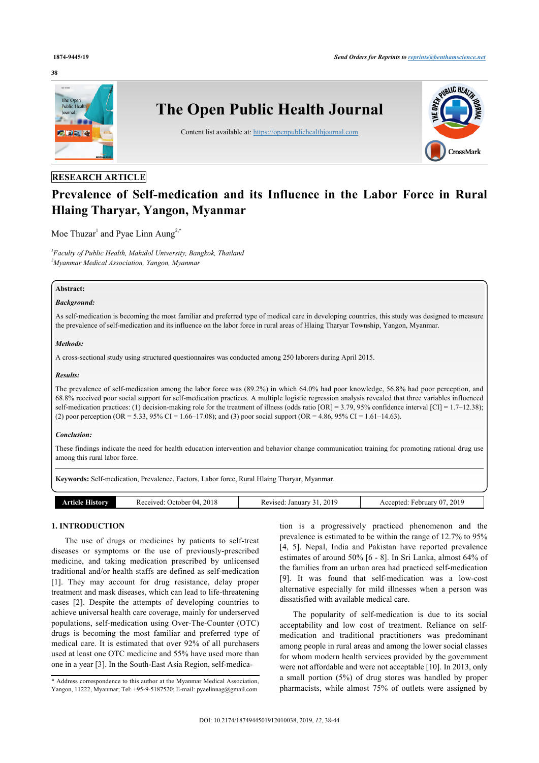RESEARCH ARTICLE

# Prevalence of Self-medication and its Influence in the Labor Force in Rural Hlaing Tharyar, Yangon, Myanmar

Moe Thuzar[1] and Pyae Linn Aung[2,*]

[1]*Faculty of Public Health, Mahidol University, Bangkok, Thailand*
[2]*Myanmar Medical Association, Yangon, Myanmar*

**Abstract:**

***Background:***

As self-medication is becoming the most familiar and preferred type of medical care in developing countries, this study was designed to measure the prevalence of self-medication and its influence on the labor force in rural areas of Hlaing Tharyar Township, Yangon, Myanmar.

***Methods:***

A cross-sectional study using structured questionnaires was conducted among 250 laborers during April 2015.

***Results:***

The prevalence of self-medication among the labor force was (89.2%) in which 64.0% had poor knowledge, 56.8% had poor perception, and 68.8% received poor social support for self-medication practices. A multiple logistic regression analysis revealed that three variables influenced self-medication practices: (1) decision-making role for the treatment of illness (odds ratio [OR] = 3.79, 95% confidence interval [CI] = 1.7–12.38); (2) poor perception (OR = 5.33, 95% CI = 1.66–17.08); and (3) poor social support (OR = 4.86, 95% CI = 1.61–14.63).

***Conclusion:***

These findings indicate the need for health education intervention and behavior change communication training for promoting rational drug use among this rural labor force.

**Keywords:** Self-medication, Prevalence, Factors, Labor force, Rural Hlaing Tharyar, Myanmar.

| Article History | Received: October 04, 2018 | Revised: January 31, 2019 | Accepted: February 07, 2019 |
|---|---|---|---|

## 1. INTRODUCTION

The use of drugs or medicines by patients to self-treat diseases or symptoms or the use of previously-prescribed medicine, and taking medication prescribed by unlicensed traditional and/or health staffs are defined as self-medication [1]. They may account for drug resistance, delay proper treatment and mask diseases, which can lead to life-threatening cases [2]. Despite the attempts of developing countries to achieve universal health care coverage, mainly for underserved populations, self-medication using Over-The-Counter (OTC) drugs is becoming the most familiar and preferred type of medical care. It is estimated that over 92% of all purchasers used at least one OTC medicine and 55% have used more than one in a year [3]. In the South-East Asia Region, self-medication is a progressively practiced phenomenon and the prevalence is estimated to be within the range of 12.7% to 95% [4, 5]. Nepal, India and Pakistan have reported prevalence estimates of around 50% [6 - 8]. In Sri Lanka, almost 64% of the families from an urban area had practiced self-medication [9]. It was found that self-medication was a low-cost alternative especially for mild illnesses when a person was dissatisfied with available medical care.

The popularity of self-medication is due to its social acceptability and low cost of treatment. Reliance on self-medication and traditional practitioners was predominant among people in rural areas and among the lower social classes for whom modern health services provided by the government were not affordable and were not acceptable [10]. In 2013, only a small portion (5%) of drug stores was handled by proper pharmacists, while almost 75% of outlets were assigned by

\* Address correspondence to this author at the Myanmar Medical Association, Yangon, 11222, Myanmar; Tel: +95-9-5187520; E-mail: pyaelinnag@gmail.com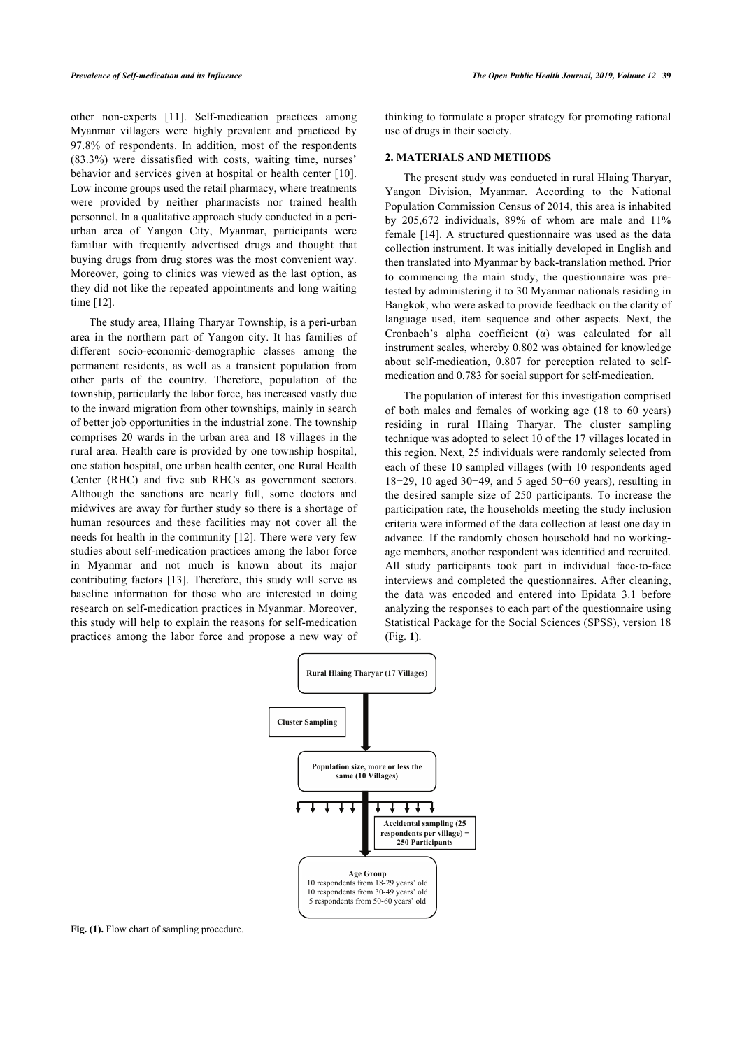other non-experts [11]. Self-medication practices among Myanmar villagers were highly prevalent and practiced by 97.8% of respondents. In addition, most of the respondents (83.3%) were dissatisfied with costs, waiting time, nurses' behavior and services given at hospital or health center [10]. Low income groups used the retail pharmacy, where treatments were provided by neither pharmacists nor trained health personnel. In a qualitative approach study conducted in a peri-urban area of Yangon City, Myanmar, participants were familiar with frequently advertised drugs and thought that buying drugs from drug stores was the most convenient way. Moreover, going to clinics was viewed as the last option, as they did not like the repeated appointments and long waiting time [12].

The study area, Hlaing Tharyar Township, is a peri-urban area in the northern part of Yangon city. It has families of different socio-economic-demographic classes among the permanent residents, as well as a transient population from other parts of the country. Therefore, population of the township, particularly the labor force, has increased vastly due to the inward migration from other townships, mainly in search of better job opportunities in the industrial zone. The township comprises 20 wards in the urban area and 18 villages in the rural area. Health care is provided by one township hospital, one station hospital, one urban health center, one Rural Health Center (RHC) and five sub RHCs as government sectors. Although the sanctions are nearly full, some doctors and midwives are away for further study so there is a shortage of human resources and these facilities may not cover all the needs for health in the community [12]. There were very few studies about self-medication practices among the labor force in Myanmar and not much is known about its major contributing factors [13]. Therefore, this study will serve as baseline information for those who are interested in doing research on self-medication practices in Myanmar. Moreover, this study will help to explain the reasons for self-medication practices among the labor force and propose a new way of thinking to formulate a proper strategy for promoting rational use of drugs in their society.

## 2. MATERIALS AND METHODS

The present study was conducted in rural Hlaing Tharyar, Yangon Division, Myanmar. According to the National Population Commission Census of 2014, this area is inhabited by 205,672 individuals, 89% of whom are male and 11% female [14]. A structured questionnaire was used as the data collection instrument. It was initially developed in English and then translated into Myanmar by back-translation method. Prior to commencing the main study, the questionnaire was pre-tested by administering it to 30 Myanmar nationals residing in Bangkok, who were asked to provide feedback on the clarity of language used, item sequence and other aspects. Next, the Cronbach's alpha coefficient ($\alpha$) was calculated for all instrument scales, whereby 0.802 was obtained for knowledge about self-medication, 0.807 for perception related to self-medication and 0.783 for social support for self-medication.

The population of interest for this investigation comprised of both males and females of working age (18 to 60 years) residing in rural Hlaing Tharyar. The cluster sampling technique was adopted to select 10 of the 17 villages located in this region. Next, 25 individuals were randomly selected from each of these 10 sampled villages (with 10 respondents aged 18−29, 10 aged 30−49, and 5 aged 50−60 years), resulting in the desired sample size of 250 participants. To increase the participation rate, the households meeting the study inclusion criteria were informed of the data collection at least one day in advance. If the randomly chosen household had no working-age members, another respondent was identified and recruited. All study participants took part in individual face-to-face interviews and completed the questionnaires. After cleaning, the data was encoded and entered into Epidata 3.1 before analyzing the responses to each part of the questionnaire using Statistical Package for the Social Sciences (SPSS), version 18 (Fig. **1**).

Rural Hlaing Tharyar (17 Villages)

Cluster Sampling

Population size, more or less the same (10 Villages)

Accidental sampling (25 respondents per village) = 250 Participants

Age Group
10 respondents from 18-29 years' old
10 respondents from 30-49 years' old
5 respondents from 50-60 years' old

**Fig. (1).** Flow chart of sampling procedure.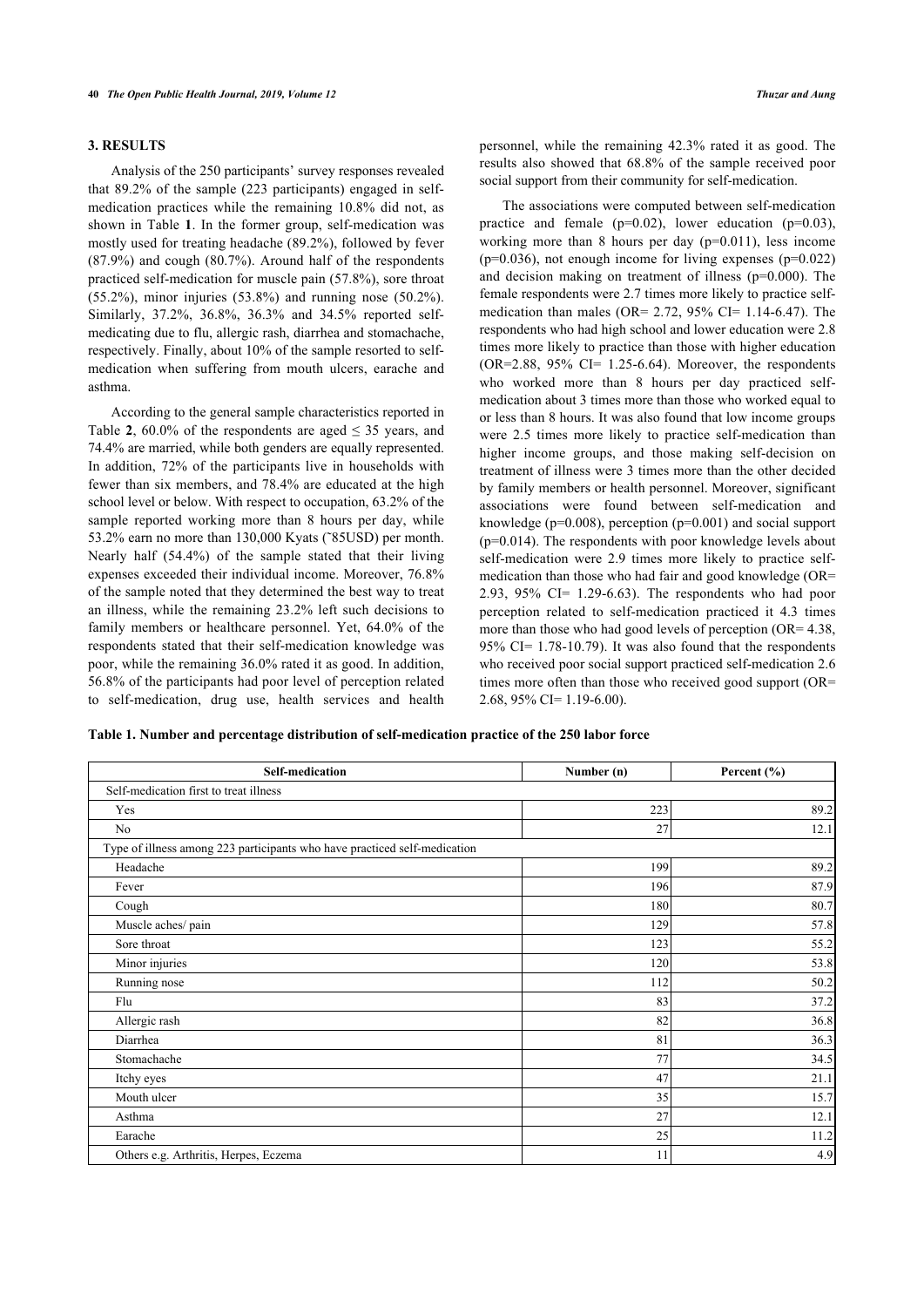## 3. RESULTS

Analysis of the 250 participants' survey responses revealed that 89.2% of the sample (223 participants) engaged in self-medication practices while the remaining 10.8% did not, as shown in Table **1**. In the former group, self-medication was mostly used for treating headache (89.2%), followed by fever (87.9%) and cough (80.7%). Around half of the respondents practiced self-medication for muscle pain (57.8%), sore throat (55.2%), minor injuries (53.8%) and running nose (50.2%). Similarly, 37.2%, 36.8%, 36.3% and 34.5% reported self-medicating due to flu, allergic rash, diarrhea and stomachache, respectively. Finally, about 10% of the sample resorted to self-medication when suffering from mouth ulcers, earache and asthma.

According to the general sample characteristics reported in Table **2**, 60.0% of the respondents are aged ≤ 35 years, and 74.4% are married, while both genders are equally represented. In addition, 72% of the participants live in households with fewer than six members, and 78.4% are educated at the high school level or below. With respect to occupation, 63.2% of the sample reported working more than 8 hours per day, while 53.2% earn no more than 130,000 Kyats (~85USD) per month. Nearly half (54.4%) of the sample stated that their living expenses exceeded their individual income. Moreover, 76.8% of the sample noted that they determined the best way to treat an illness, while the remaining 23.2% left such decisions to family members or healthcare personnel. Yet, 64.0% of the respondents stated that their self-medication knowledge was poor, while the remaining 36.0% rated it as good. In addition, 56.8% of the participants had poor level of perception related to self-medication, drug use, health services and health personnel, while the remaining 42.3% rated it as good. The results also showed that 68.8% of the sample received poor social support from their community for self-medication.

The associations were computed between self-medication practice and female (p=0.02), lower education (p=0.03), working more than 8 hours per day (p=0.011), less income (p=0.036), not enough income for living expenses (p=0.022) and decision making on treatment of illness (p=0.000). The female respondents were 2.7 times more likely to practice self-medication than males (OR= 2.72, 95% CI= 1.14-6.47). The respondents who had high school and lower education were 2.8 times more likely to practice than those with higher education (OR=2.88, 95% CI= 1.25-6.64). Moreover, the respondents who worked more than 8 hours per day practiced self-medication about 3 times more than those who worked equal to or less than 8 hours. It was also found that low income groups were 2.5 times more likely to practice self-medication than higher income groups, and those making self-decision on treatment of illness were 3 times more than the other decided by family members or health personnel. Moreover, significant associations were found between self-medication and knowledge (p=0.008), perception (p=0.001) and social support (p=0.014). The respondents with poor knowledge levels about self-medication were 2.9 times more likely to practice self-medication than those who had fair and good knowledge (OR= 2.93, 95% CI= 1.29-6.63). The respondents who had poor perception related to self-medication practiced it 4.3 times more than those who had good levels of perception (OR= 4.38, 95% CI= 1.78-10.79). It was also found that the respondents who received poor social support practiced self-medication 2.6 times more often than those who received good support (OR= 2.68, 95% CI= 1.19-6.00).

**Table 1. Number and percentage distribution of self-medication practice of the 250 labor force**

| Self-medication | Number (n) | Percent (%) |
|---|---|---|
| Self-medication first to treat illness | | |
| Yes | 223 | 89.2 |
| No | 27 | 12.1 |
| Type of illness among 223 participants who have practiced self-medication | | |
| Headache | 199 | 89.2 |
| Fever | 196 | 87.9 |
| Cough | 180 | 80.7 |
| Muscle aches/ pain | 129 | 57.8 |
| Sore throat | 123 | 55.2 |
| Minor injuries | 120 | 53.8 |
| Running nose | 112 | 50.2 |
| Flu | 83 | 37.2 |
| Allergic rash | 82 | 36.8 |
| Diarrhea | 81 | 36.3 |
| Stomachache | 77 | 34.5 |
| Itchy eyes | 47 | 21.1 |
| Mouth ulcer | 35 | 15.7 |
| Asthma | 27 | 12.1 |
| Earache | 25 | 11.2 |
| Others e.g. Arthritis, Herpes, Eczema | 11 | 4.9 |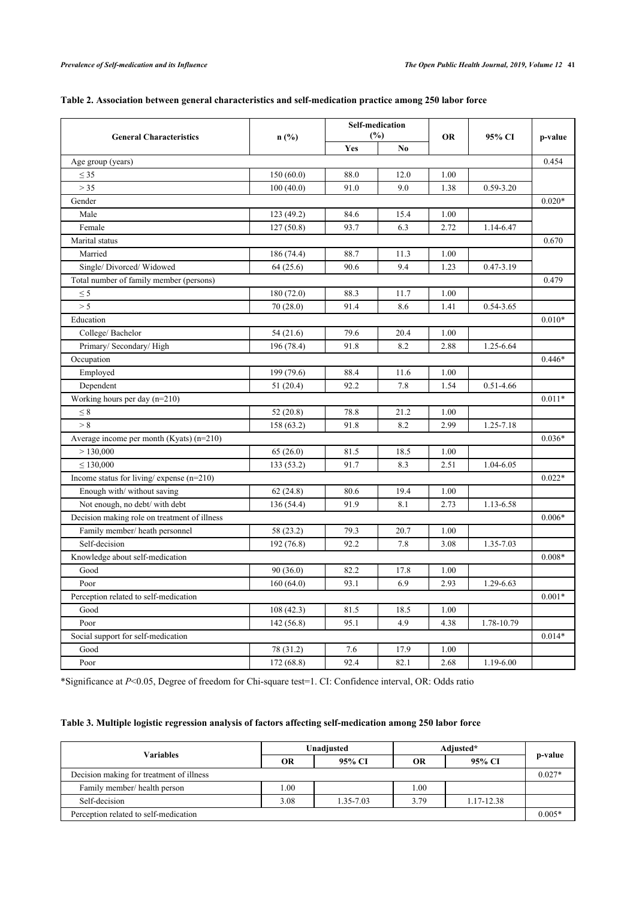## Table 2. Association between general characteristics and self-medication practice among 250 labor force

| General Characteristics | n (%) | Self-medication (%) | | OR | 95% CI | p-value |
|---|---|---|---|---|---|---|
| | | Yes | No | | | |
| Age group (years) | | | | | | 0.454 |
| ≤ 35 | 150 (60.0) | 88.0 | 12.0 | 1.00 | | |
| > 35 | 100 (40.0) | 91.0 | 9.0 | 1.38 | 0.59-3.20 | |
| Gender | | | | | | 0.020* |
| Male | 123 (49.2) | 84.6 | 15.4 | 1.00 | | |
| Female | 127 (50.8) | 93.7 | 6.3 | 2.72 | 1.14-6.47 | |
| Marital status | | | | | | 0.670 |
| Married | 186 (74.4) | 88.7 | 11.3 | 1.00 | | |
| Single/ Divorced/ Widowed | 64 (25.6) | 90.6 | 9.4 | 1.23 | 0.47-3.19 | |
| Total number of family member (persons) | | | | | | 0.479 |
| ≤ 5 | 180 (72.0) | 88.3 | 11.7 | 1.00 | | |
| > 5 | 70 (28.0) | 91.4 | 8.6 | 1.41 | 0.54-3.65 | |
| Education | | | | | | 0.010* |
| College/ Bachelor | 54 (21.6) | 79.6 | 20.4 | 1.00 | | |
| Primary/ Secondary/ High | 196 (78.4) | 91.8 | 8.2 | 2.88 | 1.25-6.64 | |
| Occupation | | | | | | 0.446* |
| Employed | 199 (79.6) | 88.4 | 11.6 | 1.00 | | |
| Dependent | 51 (20.4) | 92.2 | 7.8 | 1.54 | 0.51-4.66 | |
| Working hours per day (n=210) | | | | | | 0.011* |
| ≤ 8 | 52 (20.8) | 78.8 | 21.2 | 1.00 | | |
| > 8 | 158 (63.2) | 91.8 | 8.2 | 2.99 | 1.25-7.18 | |
| Average income per month (Kyats) (n=210) | | | | | | 0.036* |
| > 130,000 | 65 (26.0) | 81.5 | 18.5 | 1.00 | | |
| ≤ 130,000 | 133 (53.2) | 91.7 | 8.3 | 2.51 | 1.04-6.05 | |
| Income status for living/ expense (n=210) | | | | | | 0.022* |
| Enough with/ without saving | 62 (24.8) | 80.6 | 19.4 | 1.00 | | |
| Not enough, no debt/ with debt | 136 (54.4) | 91.9 | 8.1 | 2.73 | 1.13-6.58 | |
| Decision making role on treatment of illness | | | | | | 0.006* |
| Family member/ heath personnel | 58 (23.2) | 79.3 | 20.7 | 1.00 | | |
| Self-decision | 192 (76.8) | 92.2 | 7.8 | 3.08 | 1.35-7.03 | |
| Knowledge about self-medication | | | | | | 0.008* |
| Good | 90 (36.0) | 82.2 | 17.8 | 1.00 | | |
| Poor | 160 (64.0) | 93.1 | 6.9 | 2.93 | 1.29-6.63 | |
| Perception related to self-medication | | | | | | 0.001* |
| Good | 108 (42.3) | 81.5 | 18.5 | 1.00 | | |
| Poor | 142 (56.8) | 95.1 | 4.9 | 4.38 | 1.78-10.79 | |
| Social support for self-medication | | | | | | 0.014* |
| Good | 78 (31.2) | 7.6 | 17.9 | 1.00 | | |
| Poor | 172 (68.8) | 92.4 | 82.1 | 2.68 | 1.19-6.00 | |

*Significance at $P<0.05$, Degree of freedom for Chi-square test=1. CI: Confidence interval, OR: Odds ratio

## Table 3. Multiple logistic regression analysis of factors affecting self-medication among 250 labor force

| Variables | Unadjusted | | Adjusted* | | p-value |
|---|---|---|---|---|---|
| | OR | 95% CI | OR | 95% CI | |
| Decision making for treatment of illness | | | | | 0.027* |
| Family member/ health person | 1.00 | | 1.00 | | |
| Self-decision | 3.08 | 1.35-7.03 | 3.79 | 1.17-12.38 | |
| Perception related to self-medication | | | | | 0.005* |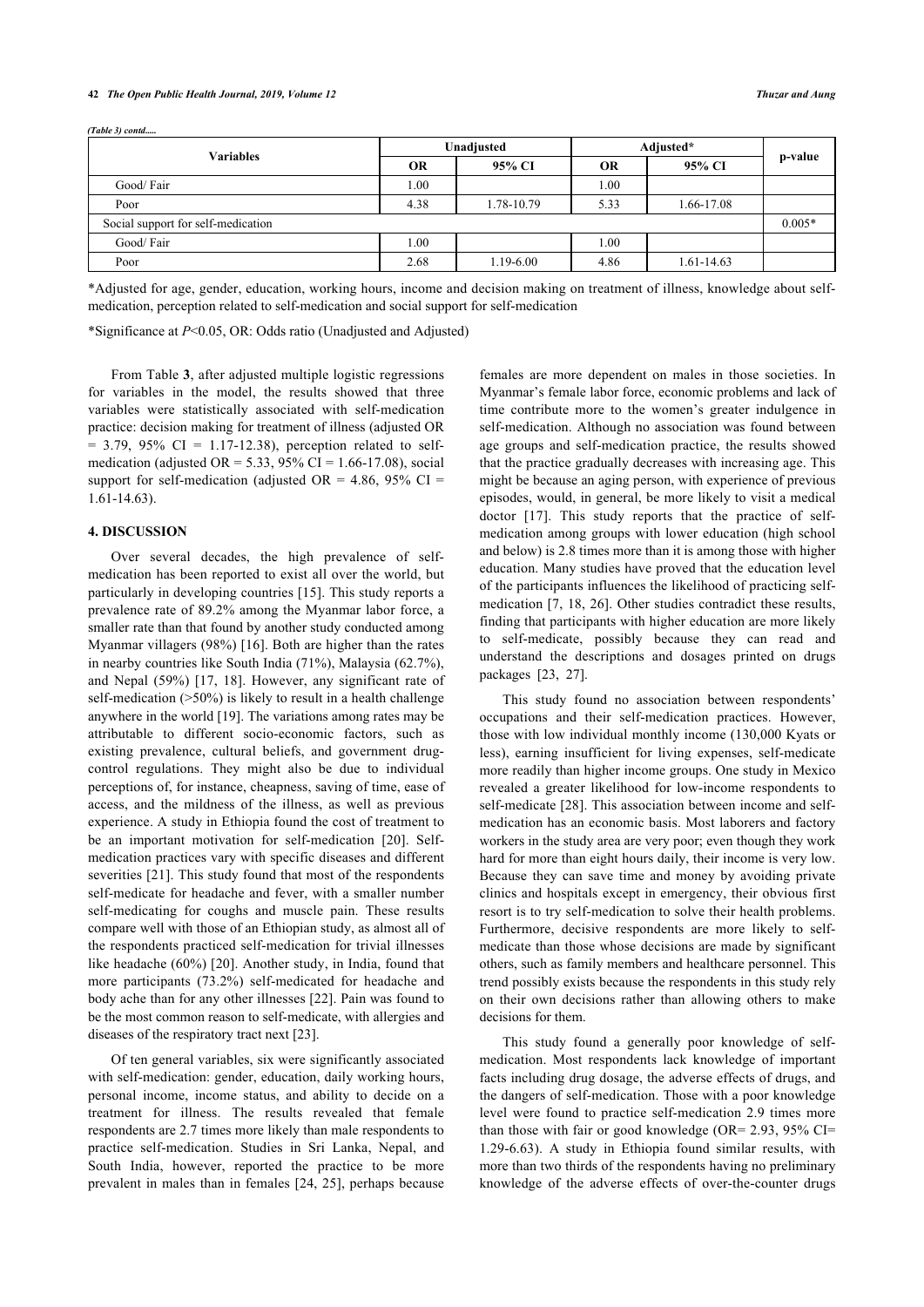*(Table 3) contd.....*

| Variables | Unadjusted | | Adjusted* | | p-value |
|---|---|---|---|---|---|
| | OR | 95% CI | OR | 95% CI | |
| Good/ Fair | 1.00 | | 1.00 | | |
| Poor | 4.38 | 1.78-10.79 | 5.33 | 1.66-17.08 | |
| Social support for self-medication | | | | | 0.005* |
| Good/ Fair | 1.00 | | 1.00 | | |
| Poor | 2.68 | 1.19-6.00 | 4.86 | 1.61-14.63 | |

*Adjusted for age, gender, education, working hours, income and decision making on treatment of illness, knowledge about self-medication, perception related to self-medication and social support for self-medication

*Significance at *P*<0.05, OR: Odds ratio (Unadjusted and Adjusted)

From Table **3**, after adjusted multiple logistic regressions for variables in the model, the results showed that three variables were statistically associated with self-medication practice: decision making for treatment of illness (adjusted OR = 3.79, 95% CI = 1.17-12.38), perception related to self-medication (adjusted OR = 5.33, 95% CI = 1.66-17.08), social support for self-medication (adjusted OR = 4.86, 95% CI = 1.61-14.63).

## 4. DISCUSSION

Over several decades, the high prevalence of self-medication has been reported to exist all over the world, but particularly in developing countries [15]. This study reports a prevalence rate of 89.2% among the Myanmar labor force, a smaller rate than that found by another study conducted among Myanmar villagers (98%) [16]. Both are higher than the rates in nearby countries like South India (71%), Malaysia (62.7%), and Nepal (59%) [17, 18]. However, any significant rate of self-medication (>50%) is likely to result in a health challenge anywhere in the world [19]. The variations among rates may be attributable to different socio-economic factors, such as existing prevalence, cultural beliefs, and government drug-control regulations. They might also be due to individual perceptions of, for instance, cheapness, saving of time, ease of access, and the mildness of the illness, as well as previous experience. A study in Ethiopia found the cost of treatment to be an important motivation for self-medication [20]. Self-medication practices vary with specific diseases and different severities [21]. This study found that most of the respondents self-medicate for headache and fever, with a smaller number self-medicating for coughs and muscle pain. These results compare well with those of an Ethiopian study, as almost all of the respondents practiced self-medication for trivial illnesses like headache (60%) [20]. Another study, in India, found that more participants (73.2%) self-medicated for headache and body ache than for any other illnesses [22]. Pain was found to be the most common reason to self-medicate, with allergies and diseases of the respiratory tract next [23].

Of ten general variables, six were significantly associated with self-medication: gender, education, daily working hours, personal income, income status, and ability to decide on a treatment for illness. The results revealed that female respondents are 2.7 times more likely than male respondents to practice self-medication. Studies in Sri Lanka, Nepal, and South India, however, reported the practice to be more prevalent in males than in females [24, 25], perhaps because females are more dependent on males in those societies. In Myanmar's female labor force, economic problems and lack of time contribute more to the women's greater indulgence in self-medication. Although no association was found between age groups and self-medication practice, the results showed that the practice gradually decreases with increasing age. This might be because an aging person, with experience of previous episodes, would, in general, be more likely to visit a medical doctor [17]. This study reports that the practice of self-medication among groups with lower education (high school and below) is 2.8 times more than it is among those with higher education. Many studies have proved that the education level of the participants influences the likelihood of practicing self-medication [7, 18, 26]. Other studies contradict these results, finding that participants with higher education are more likely to self-medicate, possibly because they can read and understand the descriptions and dosages printed on drugs packages [23, 27].

This study found no association between respondents' occupations and their self-medication practices. However, those with low individual monthly income (130,000 Kyats or less), earning insufficient for living expenses, self-medicate more readily than higher income groups. One study in Mexico revealed a greater likelihood for low-income respondents to self-medicate [28]. This association between income and self-medication has an economic basis. Most laborers and factory workers in the study area are very poor; even though they work hard for more than eight hours daily, their income is very low. Because they can save time and money by avoiding private clinics and hospitals except in emergency, their obvious first resort is to try self-medication to solve their health problems. Furthermore, decisive respondents are more likely to self-medicate than those whose decisions are made by significant others, such as family members and healthcare personnel. This trend possibly exists because the respondents in this study rely on their own decisions rather than allowing others to make decisions for them.

This study found a generally poor knowledge of self-medication. Most respondents lack knowledge of important facts including drug dosage, the adverse effects of drugs, and the dangers of self-medication. Those with a poor knowledge level were found to practice self-medication 2.9 times more than those with fair or good knowledge (OR= 2.93, 95% CI= 1.29-6.63). A study in Ethiopia found similar results, with more than two thirds of the respondents having no preliminary knowledge of the adverse effects of over-the-counter drugs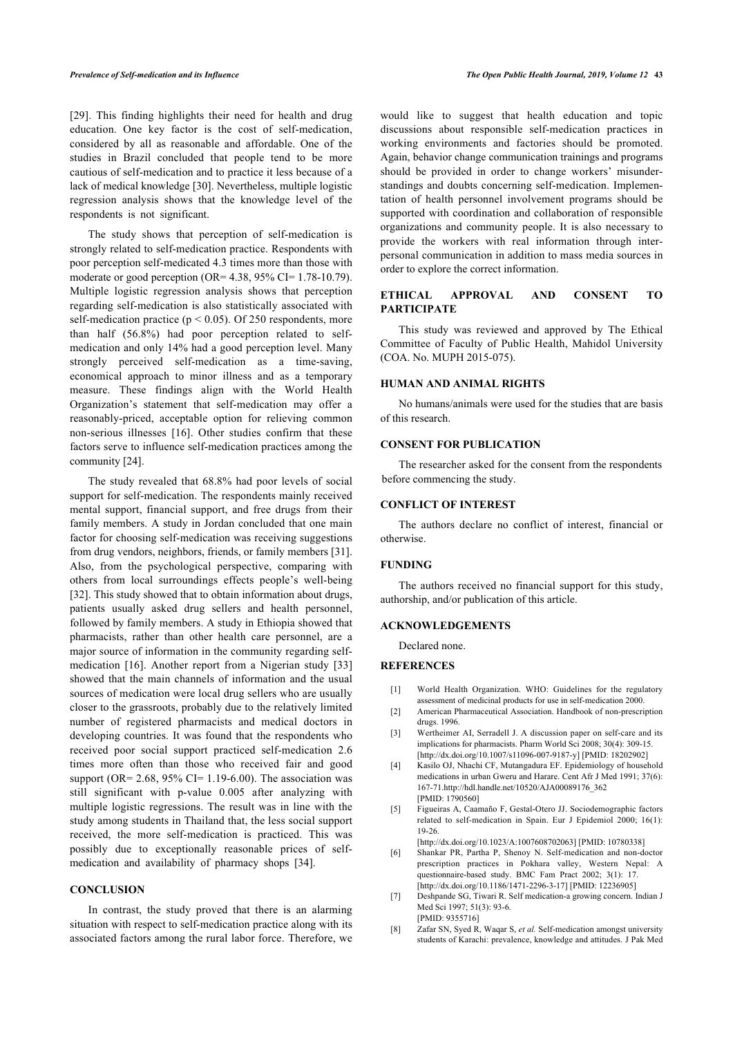[29]. This finding highlights their need for health and drug education. One key factor is the cost of self-medication, considered by all as reasonable and affordable. One of the studies in Brazil concluded that people tend to be more cautious of self-medication and to practice it less because of a lack of medical knowledge [30]. Nevertheless, multiple logistic regression analysis shows that the knowledge level of the respondents is not significant.

The study shows that perception of self-medication is strongly related to self-medication practice. Respondents with poor perception self-medicated 4.3 times more than those with moderate or good perception (OR= 4.38, 95% CI= 1.78-10.79). Multiple logistic regression analysis shows that perception regarding self-medication is also statistically associated with self-medication practice ($p < 0.05$). Of 250 respondents, more than half (56.8%) had poor perception related to self-medication and only 14% had a good perception level. Many strongly perceived self-medication as a time-saving, economical approach to minor illness and as a temporary measure. These findings align with the World Health Organization's statement that self-medication may offer a reasonably-priced, acceptable option for relieving common non-serious illnesses [16]. Other studies confirm that these factors serve to influence self-medication practices among the community [24].

The study revealed that 68.8% had poor levels of social support for self-medication. The respondents mainly received mental support, financial support, and free drugs from their family members. A study in Jordan concluded that one main factor for choosing self-medication was receiving suggestions from drug vendors, neighbors, friends, or family members [31]. Also, from the psychological perspective, comparing with others from local surroundings effects people's well-being [32]. This study showed that to obtain information about drugs, patients usually asked drug sellers and health personnel, followed by family members. A study in Ethiopia showed that pharmacists, rather than other health care personnel, are a major source of information in the community regarding self-medication [16]. Another report from a Nigerian study [33] showed that the main channels of information and the usual sources of medication were local drug sellers who are usually closer to the grassroots, probably due to the relatively limited number of registered pharmacists and medical doctors in developing countries. It was found that the respondents who received poor social support practiced self-medication 2.6 times more often than those who received fair and good support (OR= 2.68, 95% CI= 1.19-6.00). The association was still significant with p-value 0.005 after analyzing with multiple logistic regressions. The result was in line with the study among students in Thailand that, the less social support received, the more self-medication is practiced. This was possibly due to exceptionally reasonable prices of self-medication and availability of pharmacy shops [34].

## CONCLUSION

In contrast, the study proved that there is an alarming situation with respect to self-medication practice along with its associated factors among the rural labor force. Therefore, we would like to suggest that health education and topic discussions about responsible self-medication practices in working environments and factories should be promoted. Again, behavior change communication trainings and programs should be provided in order to change workers' misunderstandings and doubts concerning self-medication. Implementation of health personnel involvement programs should be supported with coordination and collaboration of responsible organizations and community people. It is also necessary to provide the workers with real information through inter-personal communication in addition to mass media sources in order to explore the correct information.

## ETHICAL APPROVAL AND CONSENT TO PARTICIPATE

This study was reviewed and approved by The Ethical Committee of Faculty of Public Health, Mahidol University (COA. No. MUPH 2015-075).

## HUMAN AND ANIMAL RIGHTS

No humans/animals were used for the studies that are basis of this research.

## CONSENT FOR PUBLICATION

The researcher asked for the consent from the respondents before commencing the study.

## CONFLICT OF INTEREST

The authors declare no conflict of interest, financial or otherwise.

## FUNDING

The authors received no financial support for this study, authorship, and/or publication of this article.

## ACKNOWLEDGEMENTS

Declared none.

## REFERENCES

- [1] World Health Organization. WHO: Guidelines for the regulatory assessment of medicinal products for use in self-medication 2000.
- [2] American Pharmaceutical Association. Handbook of non-prescription drugs. 1996.
- [3] Wertheimer AI, Serradell J. A discussion paper on self-care and its implications for pharmacists. Pharm World Sci 2008; 30(4): 309-15. [http://dx.doi.org/10.1007/s11096-007-9187-y] [PMID: 18202902]
- [4] Kasilo OJ, Nhachi CF, Mutangadura EF. Epidemiology of household medications in urban Gweru and Harare. Cent Afr J Med 1991; 37(6): 167-71.http://hdl.handle.net/10520/AJA00089176_362 [PMID: 1790560]
- [5] Figueiras A, Caamaño F, Gestal-Otero JJ. Sociodemographic factors related to self-medication in Spain. Eur J Epidemiol 2000; 16(1): 19-26. [http://dx.doi.org/10.1023/A:1007608702063] [PMID: 10780338]
- [6] Shankar PR, Partha P, Shenoy N. Self-medication and non-doctor prescription practices in Pokhara valley, Western Nepal: A questionnaire-based study. BMC Fam Pract 2002; 3(1): 17. [http://dx.doi.org/10.1186/1471-2296-3-17] [PMID: 12236905]
- [7] Deshpande SG, Tiwari R. Self medication-a growing concern. Indian J Med Sci 1997; 51(3): 93-6. [PMID: 9355716]
- [8] Zafar SN, Syed R, Waqar S, *et al.* Self-medication amongst university students of Karachi: prevalence, knowledge and attitudes. J Pak Med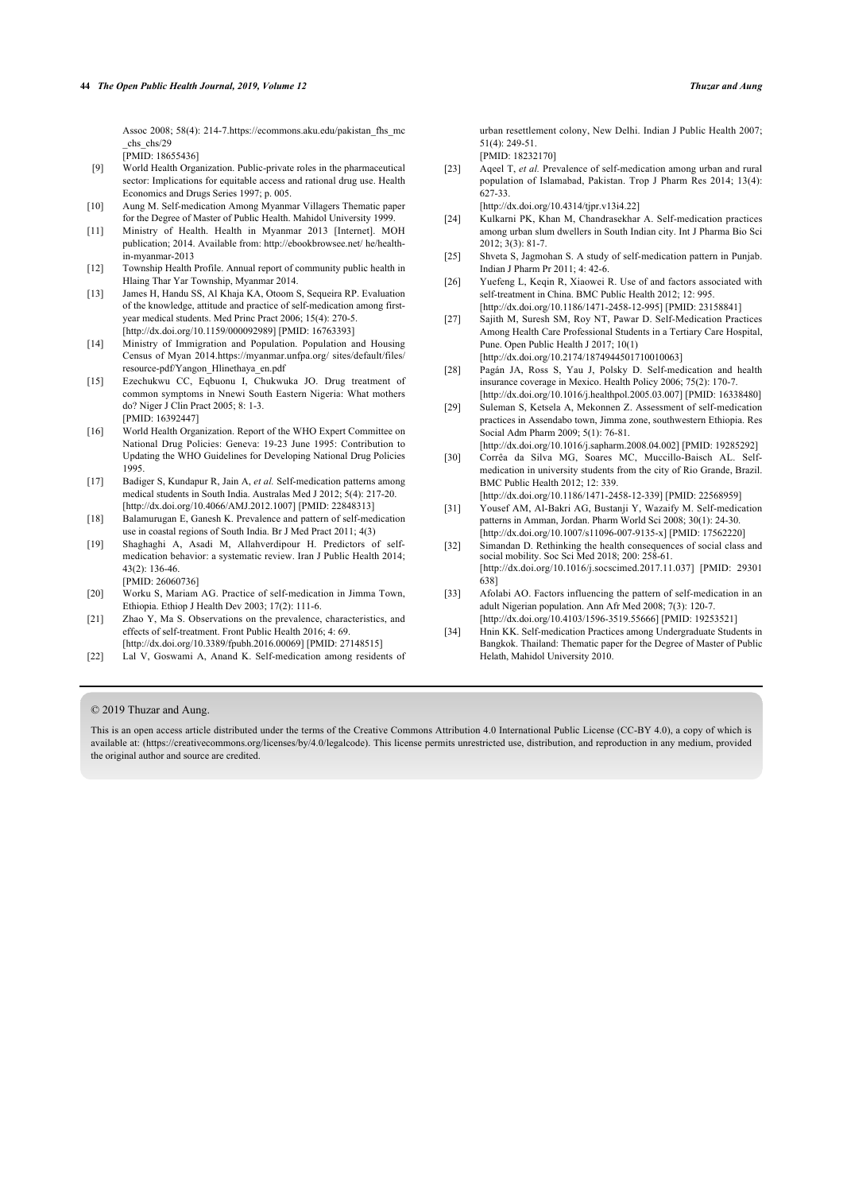Assoc 2008; 58(4): 214-7.https://ecommons.aku.edu/pakistan_fhs_mc_chs_chs/29
[PMID: 18655436]

[9] World Health Organization. Public-private roles in the pharmaceutical sector: Implications for equitable access and rational drug use. Health Economics and Drugs Series 1997; p. 005.

[10] Aung M. Self-medication Among Myanmar Villagers Thematic paper for the Degree of Master of Public Health. Mahidol University 1999.

[11] Ministry of Health. Health in Myanmar 2013 [Internet]. MOH publication; 2014. Available from: http://ebookbrowsee.net/ he/health-in-myanmar-2013

[12] Township Health Profile. Annual report of community public health in Hlaing Thar Yar Township, Myanmar 2014.

[13] James H, Handu SS, Al Khaja KA, Otoom S, Sequeira RP. Evaluation of the knowledge, attitude and practice of self-medication among first-year medical students. Med Princ Pract 2006; 15(4): 270-5.
[http://dx.doi.org/10.1159/000092989] [PMID: 16763393]

[14] Ministry of Immigration and Population. Population and Housing Census of Myan 2014.https://myanmar.unfpa.org/ sites/default/files/resource-pdf/Yangon_Hlinethaya_en.pdf

[15] Ezechukwu CC, Eqbuonu I, Chukwuka JO. Drug treatment of common symptoms in Nnewi South Eastern Nigeria: What mothers do? Niger J Clin Pract 2005; 8: 1-3.
[PMID: 16392447]

[16] World Health Organization. Report of the WHO Expert Committee on National Drug Policies: Geneva: 19-23 June 1995: Contribution to Updating the WHO Guidelines for Developing National Drug Policies 1995.

[17] Badiger S, Kundapur R, Jain A, *et al.* Self-medication patterns among medical students in South India. Australas Med J 2012; 5(4): 217-20.
[http://dx.doi.org/10.4066/AMJ.2012.1007] [PMID: 22848313]

[18] Balamurugan E, Ganesh K. Prevalence and pattern of self-medication use in coastal regions of South India. Br J Med Pract 2011; 4(3)

[19] Shaghaghi A, Asadi M, Allahverdipour H. Predictors of self-medication behavior: a systematic review. Iran J Public Health 2014; 43(2): 136-46.
[PMID: 26060736]

[20] Worku S, Mariam AG. Practice of self-medication in Jimma Town, Ethiopia. Ethiop J Health Dev 2003; 17(2): 111-6.

[21] Zhao Y, Ma S. Observations on the prevalence, characteristics, and effects of self-treatment. Front Public Health 2016; 4: 69.
[http://dx.doi.org/10.3389/fpubh.2016.00069] [PMID: 27148515]

[22] Lal V, Goswami A, Anand K. Self-medication among residents of urban resettlement colony, New Delhi. Indian J Public Health 2007; 51(4): 249-51.
[PMID: 18232170]

[23] Aqeel T, *et al.* Prevalence of self-medication among urban and rural population of Islamabad, Pakistan. Trop J Pharm Res 2014; 13(4): 627-33.
[http://dx.doi.org/10.4314/tjpr.v13i4.22]

[24] Kulkarni PK, Khan M, Chandrasekhar A. Self-medication practices among urban slum dwellers in South Indian city. Int J Pharma Bio Sci 2012; 3(3): 81-7.

[25] Shveta S, Jagmohan S. A study of self-medication pattern in Punjab. Indian J Pharm Pr 2011; 4: 42-6.

[26] Yuefeng L, Keqin R, Xiaowei R. Use of and factors associated with self-treatment in China. BMC Public Health 2012; 12: 995.
[http://dx.doi.org/10.1186/1471-2458-12-995] [PMID: 23158841]

[27] Sajith M, Suresh SM, Roy NT, Pawar D. Self-Medication Practices Among Health Care Professional Students in a Tertiary Care Hospital, Pune. Open Public Health J 2017; 10(1)
[http://dx.doi.org/10.2174/1874944501710010063]

[28] Pagán JA, Ross S, Yau J, Polsky D. Self-medication and health insurance coverage in Mexico. Health Policy 2006; 75(2): 170-7.
[http://dx.doi.org/10.1016/j.healthpol.2005.03.007] [PMID: 16338480]

[29] Suleman S, Ketsela A, Mekonnen Z. Assessment of self-medication practices in Assendabo town, Jimma zone, southwestern Ethiopia. Res Social Adm Pharm 2009; 5(1): 76-81.
[http://dx.doi.org/10.1016/j.sapharm.2008.04.002] [PMID: 19285292]

[30] Corrêa da Silva MG, Soares MC, Muccillo-Baisch AL. Self-medication in university students from the city of Rio Grande, Brazil. BMC Public Health 2012; 12: 339.
[http://dx.doi.org/10.1186/1471-2458-12-339] [PMID: 22568959]

[31] Yousef AM, Al-Bakri AG, Bustanji Y, Wazaify M. Self-medication patterns in Amman, Jordan. Pharm World Sci 2008; 30(1): 24-30.
[http://dx.doi.org/10.1007/s11096-007-9135-x] [PMID: 17562220]

[32] Simandan D. Rethinking the health consequences of social class and social mobility. Soc Sci Med 2018; 200: 258-61.
[http://dx.doi.org/10.1016/j.socscimed.2017.11.037] [PMID: 29301638]

[33] Afolabi AO. Factors influencing the pattern of self-medication in an adult Nigerian population. Ann Afr Med 2008; 7(3): 120-7.
[http://dx.doi.org/10.4103/1596-3519.55666] [PMID: 19253521]

[34] Hnin KK. Self-medication Practices among Undergraduate Students in Bangkok. Thailand: Thematic paper for the Degree of Master of Public Helath, Mahidol University 2010.

© 2019 Thuzar and Aung.

This is an open access article distributed under the terms of the Creative Commons Attribution 4.0 International Public License (CC-BY 4.0), a copy of which is available at: (https://creativecommons.org/licenses/by/4.0/legalcode). This license permits unrestricted use, distribution, and reproduction in any medium, provided the original author and source are credited.